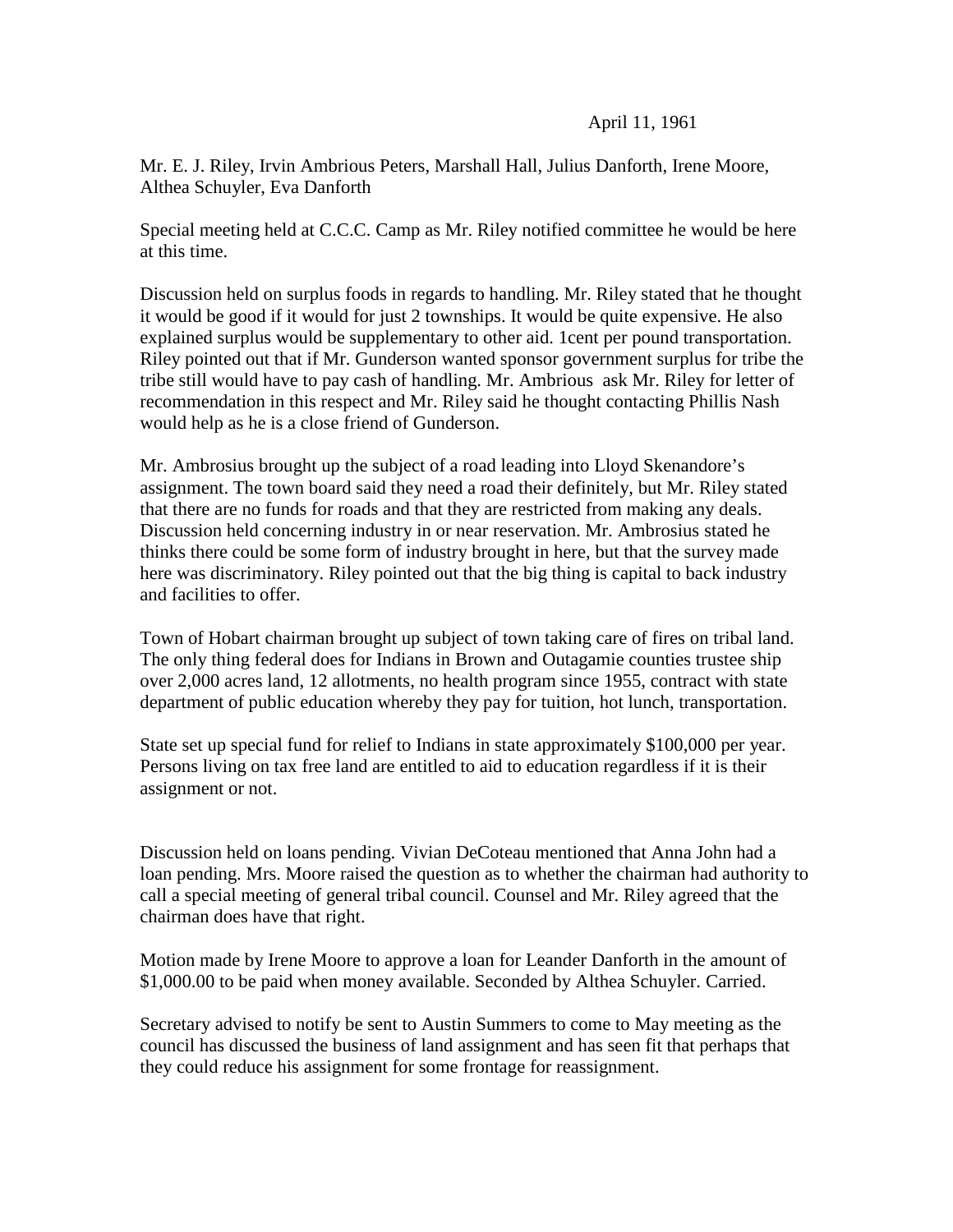April 11, 1961

Mr. E. J. Riley, Irvin Ambrious Peters, Marshall Hall, Julius Danforth, Irene Moore, Althea Schuyler, Eva Danforth

Special meeting held at C.C.C. Camp as Mr. Riley notified committee he would be here at this time.

Discussion held on surplus foods in regards to handling. Mr. Riley stated that he thought it would be good if it would for just 2 townships. It would be quite expensive. He also explained surplus would be supplementary to other aid. 1cent per pound transportation. Riley pointed out that if Mr. Gunderson wanted sponsor government surplus for tribe the tribe still would have to pay cash of handling. Mr. Ambrious ask Mr. Riley for letter of recommendation in this respect and Mr. Riley said he thought contacting Phillis Nash would help as he is a close friend of Gunderson.

Mr. Ambrosius brought up the subject of a road leading into Lloyd Skenandore's assignment. The town board said they need a road their definitely, but Mr. Riley stated that there are no funds for roads and that they are restricted from making any deals. Discussion held concerning industry in or near reservation. Mr. Ambrosius stated he thinks there could be some form of industry brought in here, but that the survey made here was discriminatory. Riley pointed out that the big thing is capital to back industry and facilities to offer.

Town of Hobart chairman brought up subject of town taking care of fires on tribal land. The only thing federal does for Indians in Brown and Outagamie counties trustee ship over 2,000 acres land, 12 allotments, no health program since 1955, contract with state department of public education whereby they pay for tuition, hot lunch, transportation.

State set up special fund for relief to Indians in state approximately $100,000 per year. Persons living on tax free land are entitled to aid to education regardless if it is their assignment or not.

Discussion held on loans pending. Vivian DeCoteau mentioned that Anna John had a loan pending. Mrs. Moore raised the question as to whether the chairman had authority to call a special meeting of general tribal council. Counsel and Mr. Riley agreed that the chairman does have that right.

Motion made by Irene Moore to approve a loan for Leander Danforth in the amount of $1,000.00 to be paid when money available. Seconded by Althea Schuyler. Carried.

Secretary advised to notify be sent to Austin Summers to come to May meeting as the council has discussed the business of land assignment and has seen fit that perhaps that they could reduce his assignment for some frontage for reassignment.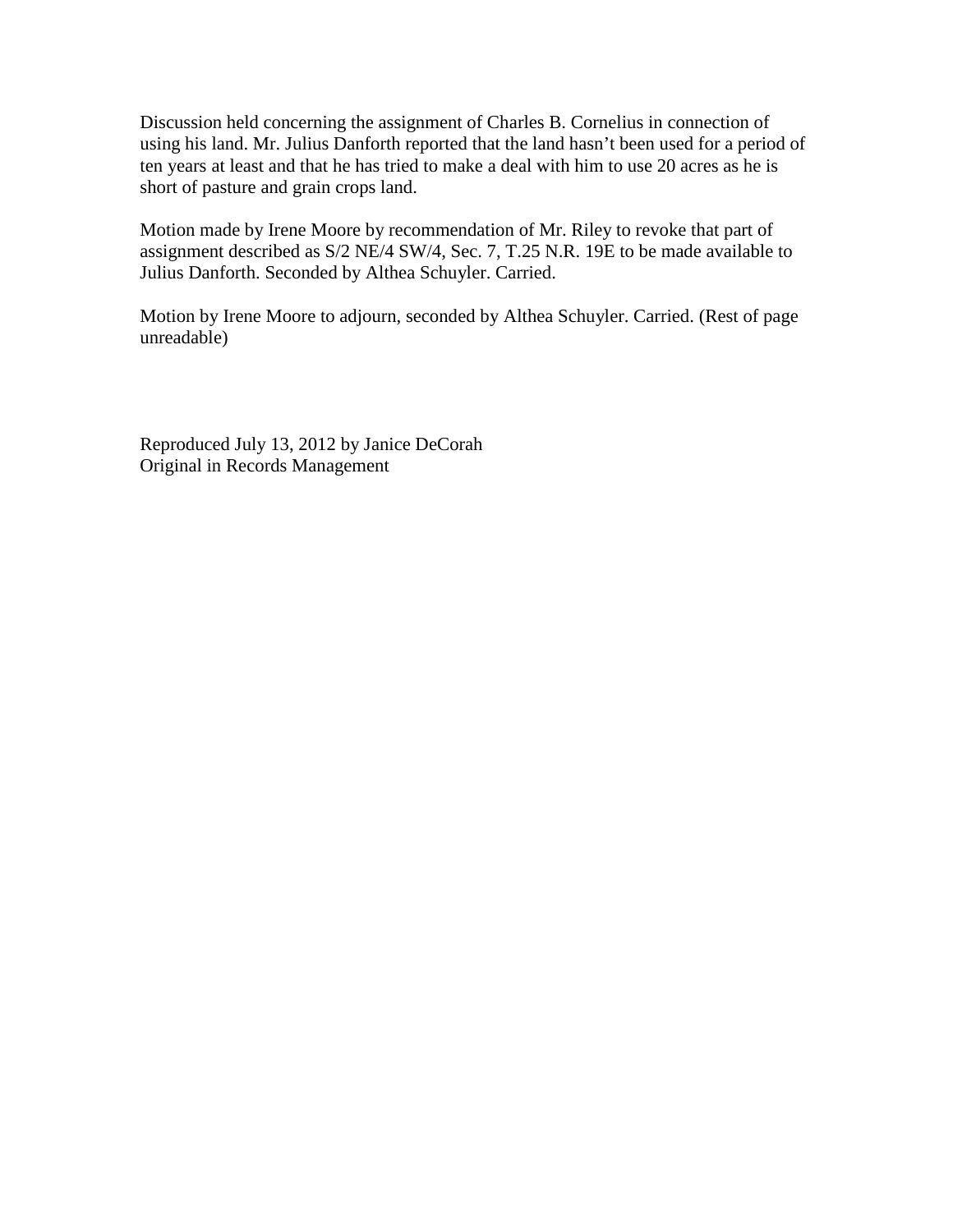Discussion held concerning the assignment of Charles B. Cornelius in connection of using his land. Mr. Julius Danforth reported that the land hasn't been used for a period of ten years at least and that he has tried to make a deal with him to use 20 acres as he is short of pasture and grain crops land.

Motion made by Irene Moore by recommendation of Mr. Riley to revoke that part of assignment described as S/2 NE/4 SW/4, Sec. 7, T.25 N.R. 19E to be made available to Julius Danforth. Seconded by Althea Schuyler. Carried.

Motion by Irene Moore to adjourn, seconded by Althea Schuyler. Carried. (Rest of page unreadable)

Reproduced July 13, 2012 by Janice DeCorah
Original in Records Management